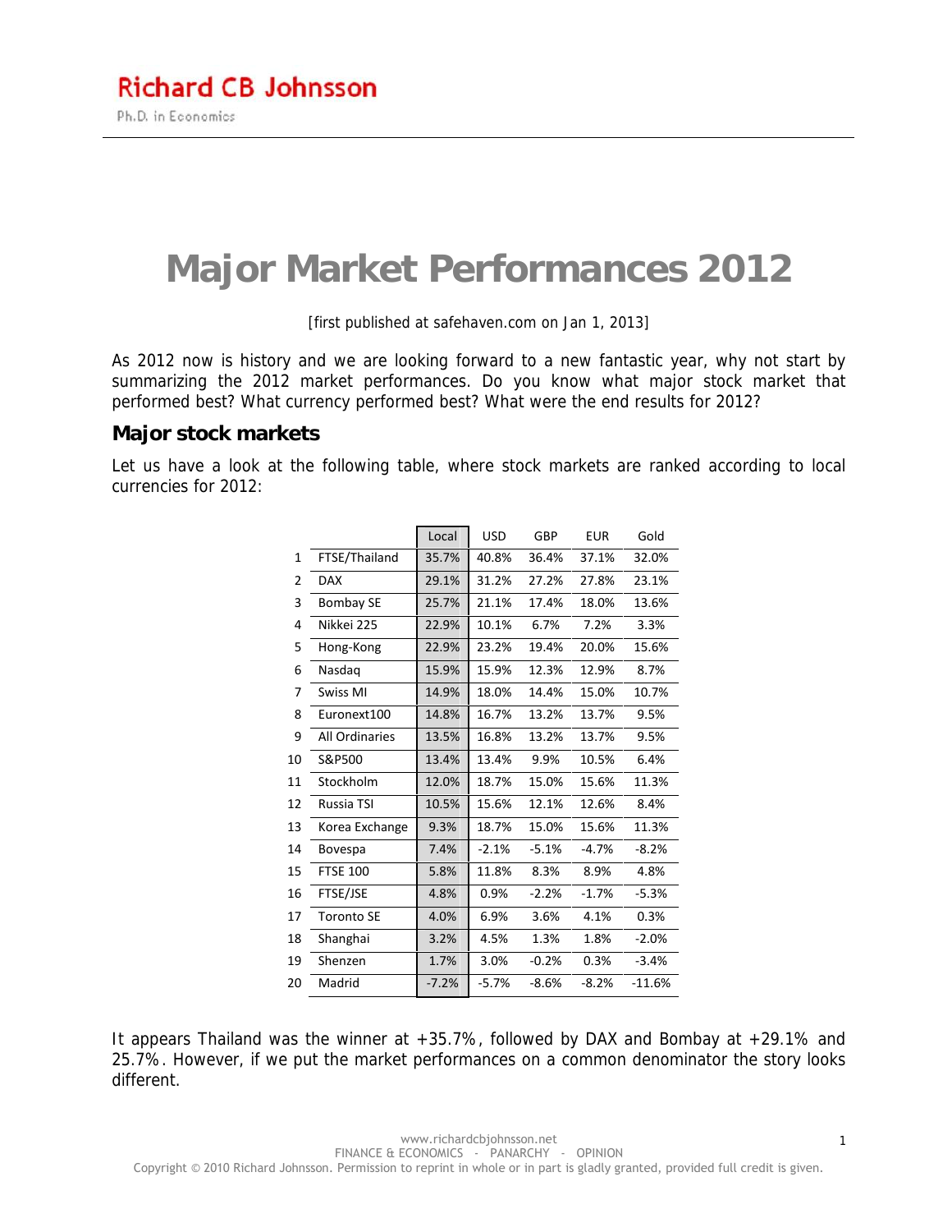# Major Market Performances 2012

[first published at safehaven.com on Jan 1, 2013]

As 2012 now is history and we are looking forward to a new fantastic year, why not start by summarizing the 2012 market performances. Do you know what major stock market that performed best? What currency performed best? What were the end results for 2012?

## Major stock markets

Let us have a look at the following table, where stock markets are ranked according to local currencies for 2012:

| | | Local | USD | GBP | EUR | Gold |
|---|---|---|---|---|---|---|
| 1 | FTSE/Thailand | 35.7% | 40.8% | 36.4% | 37.1% | 32.0% |
| 2 | DAX | 29.1% | 31.2% | 27.2% | 27.8% | 23.1% |
| 3 | Bombay SE | 25.7% | 21.1% | 17.4% | 18.0% | 13.6% |
| 4 | Nikkei 225 | 22.9% | 10.1% | 6.7% | 7.2% | 3.3% |
| 5 | Hong-Kong | 22.9% | 23.2% | 19.4% | 20.0% | 15.6% |
| 6 | Nasdaq | 15.9% | 15.9% | 12.3% | 12.9% | 8.7% |
| 7 | Swiss MI | 14.9% | 18.0% | 14.4% | 15.0% | 10.7% |
| 8 | Euronext100 | 14.8% | 16.7% | 13.2% | 13.7% | 9.5% |
| 9 | All Ordinaries | 13.5% | 16.8% | 13.2% | 13.7% | 9.5% |
| 10 | S&P500 | 13.4% | 13.4% | 9.9% | 10.5% | 6.4% |
| 11 | Stockholm | 12.0% | 18.7% | 15.0% | 15.6% | 11.3% |
| 12 | Russia TSI | 10.5% | 15.6% | 12.1% | 12.6% | 8.4% |
| 13 | Korea Exchange | 9.3% | 18.7% | 15.0% | 15.6% | 11.3% |
| 14 | Bovespa | 7.4% | -2.1% | -5.1% | -4.7% | -8.2% |
| 15 | FTSE 100 | 5.8% | 11.8% | 8.3% | 8.9% | 4.8% |
| 16 | FTSE/JSE | 4.8% | 0.9% | -2.2% | -1.7% | -5.3% |
| 17 | Toronto SE | 4.0% | 6.9% | 3.6% | 4.1% | 0.3% |
| 18 | Shanghai | 3.2% | 4.5% | 1.3% | 1.8% | -2.0% |
| 19 | Shenzen | 1.7% | 3.0% | -0.2% | 0.3% | -3.4% |
| 20 | Madrid | -7.2% | -5.7% | -8.6% | -8.2% | -11.6% |

It appears Thailand was the winner at +35.7%, followed by DAX and Bombay at +29.1% and 25.7%. However, if we put the market performances on a common denominator the story looks different.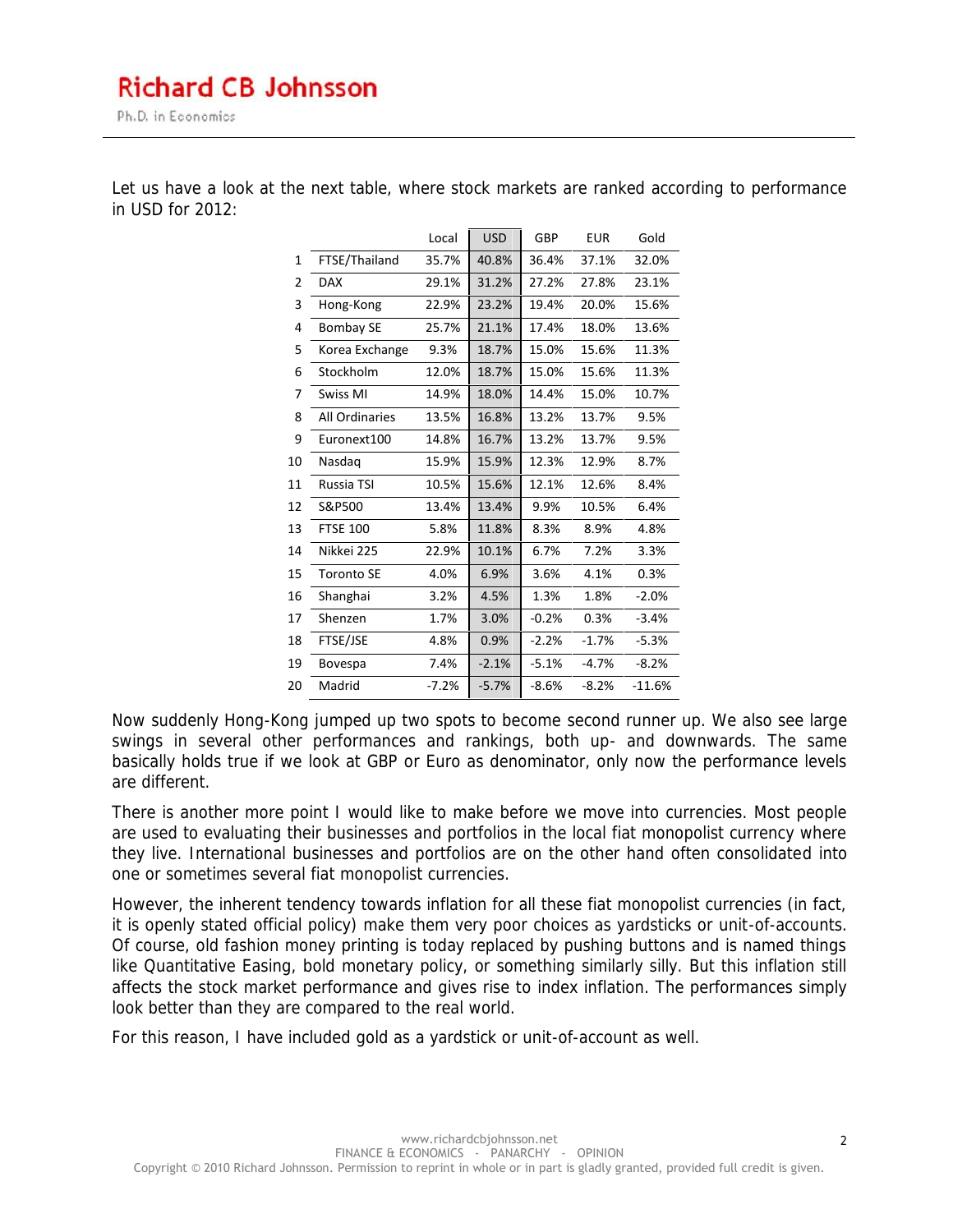Let us have a look at the next table, where stock markets are ranked according to performance in USD for 2012:

| | | Local | USD | GBP | EUR | Gold |
|---|---|---|---|---|---|---|
| 1 | FTSE/Thailand | 35.7% | 40.8% | 36.4% | 37.1% | 32.0% |
| 2 | DAX | 29.1% | 31.2% | 27.2% | 27.8% | 23.1% |
| 3 | Hong-Kong | 22.9% | 23.2% | 19.4% | 20.0% | 15.6% |
| 4 | Bombay SE | 25.7% | 21.1% | 17.4% | 18.0% | 13.6% |
| 5 | Korea Exchange | 9.3% | 18.7% | 15.0% | 15.6% | 11.3% |
| 6 | Stockholm | 12.0% | 18.7% | 15.0% | 15.6% | 11.3% |
| 7 | Swiss MI | 14.9% | 18.0% | 14.4% | 15.0% | 10.7% |
| 8 | All Ordinaries | 13.5% | 16.8% | 13.2% | 13.7% | 9.5% |
| 9 | Euronext100 | 14.8% | 16.7% | 13.2% | 13.7% | 9.5% |
| 10 | Nasdaq | 15.9% | 15.9% | 12.3% | 12.9% | 8.7% |
| 11 | Russia TSI | 10.5% | 15.6% | 12.1% | 12.6% | 8.4% |
| 12 | S&P500 | 13.4% | 13.4% | 9.9% | 10.5% | 6.4% |
| 13 | FTSE 100 | 5.8% | 11.8% | 8.3% | 8.9% | 4.8% |
| 14 | Nikkei 225 | 22.9% | 10.1% | 6.7% | 7.2% | 3.3% |
| 15 | Toronto SE | 4.0% | 6.9% | 3.6% | 4.1% | 0.3% |
| 16 | Shanghai | 3.2% | 4.5% | 1.3% | 1.8% | -2.0% |
| 17 | Shenzen | 1.7% | 3.0% | -0.2% | 0.3% | -3.4% |
| 18 | FTSE/JSE | 4.8% | 0.9% | -2.2% | -1.7% | -5.3% |
| 19 | Bovespa | 7.4% | -2.1% | -5.1% | -4.7% | -8.2% |
| 20 | Madrid | -7.2% | -5.7% | -8.6% | -8.2% | -11.6% |

Now suddenly Hong-Kong jumped up two spots to become second runner up. We also see large swings in several other performances and rankings, both up- and downwards. The same basically holds true if we look at GBP or Euro as denominator, only now the performance levels are different.

There is another more point I would like to make before we move into currencies. Most people are used to evaluating their businesses and portfolios in the local fiat monopolist currency where they live. International businesses and portfolios are on the other hand often consolidated into one or sometimes several fiat monopolist currencies.

However, the inherent tendency towards inflation for all these fiat monopolist currencies (in fact, it is openly stated official policy) make them very poor choices as yardsticks or unit-of-accounts. Of course, old fashion money printing is today replaced by pushing buttons and is named things like Quantitative Easing, bold monetary policy, or something similarly silly. But this inflation still affects the stock market performance and gives rise to index inflation. The performances simply look better than they are compared to the real world.

For this reason, I have included gold as a yardstick or unit-of-account as well.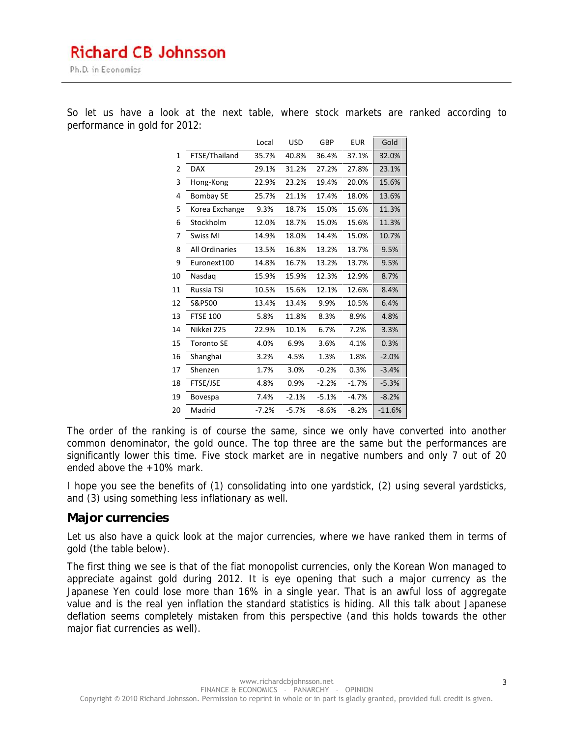So let us have a look at the next table, where stock markets are ranked according to performance in gold for 2012:

| | | Local | USD | GBP | EUR | Gold |
|---|---|---|---|---|---|---|
| 1 | FTSE/Thailand | 35.7% | 40.8% | 36.4% | 37.1% | 32.0% |
| 2 | DAX | 29.1% | 31.2% | 27.2% | 27.8% | 23.1% |
| 3 | Hong-Kong | 22.9% | 23.2% | 19.4% | 20.0% | 15.6% |
| 4 | Bombay SE | 25.7% | 21.1% | 17.4% | 18.0% | 13.6% |
| 5 | Korea Exchange | 9.3% | 18.7% | 15.0% | 15.6% | 11.3% |
| 6 | Stockholm | 12.0% | 18.7% | 15.0% | 15.6% | 11.3% |
| 7 | Swiss MI | 14.9% | 18.0% | 14.4% | 15.0% | 10.7% |
| 8 | All Ordinaries | 13.5% | 16.8% | 13.2% | 13.7% | 9.5% |
| 9 | Euronext100 | 14.8% | 16.7% | 13.2% | 13.7% | 9.5% |
| 10 | Nasdaq | 15.9% | 15.9% | 12.3% | 12.9% | 8.7% |
| 11 | Russia TSI | 10.5% | 15.6% | 12.1% | 12.6% | 8.4% |
| 12 | S&P500 | 13.4% | 13.4% | 9.9% | 10.5% | 6.4% |
| 13 | FTSE 100 | 5.8% | 11.8% | 8.3% | 8.9% | 4.8% |
| 14 | Nikkei 225 | 22.9% | 10.1% | 6.7% | 7.2% | 3.3% |
| 15 | Toronto SE | 4.0% | 6.9% | 3.6% | 4.1% | 0.3% |
| 16 | Shanghai | 3.2% | 4.5% | 1.3% | 1.8% | -2.0% |
| 17 | Shenzen | 1.7% | 3.0% | -0.2% | 0.3% | -3.4% |
| 18 | FTSE/JSE | 4.8% | 0.9% | -2.2% | -1.7% | -5.3% |
| 19 | Bovespa | 7.4% | -2.1% | -5.1% | -4.7% | -8.2% |
| 20 | Madrid | -7.2% | -5.7% | -8.6% | -8.2% | -11.6% |

The order of the ranking is of course the same, since we only have converted into another common denominator, the gold ounce. The top three are the same but the performances are significantly lower this time. Five stock market are in negative numbers and only 7 out of 20 ended above the +10% mark.

I hope you see the benefits of (1) consolidating into one yardstick, (2) using several yardsticks, and (3) using something less inflationary as well.

## Major currencies

Let us also have a quick look at the major currencies, where we have ranked them in terms of gold (the table below).

The first thing we see is that of the fiat monopolist currencies, only the Korean Won managed to appreciate against gold during 2012. It is eye opening that such a major currency as the Japanese Yen could lose more than 16% in a single year. That is an awful loss of aggregate value and is the real yen inflation the standard statistics is hiding. All this talk about Japanese deflation seems completely mistaken from this perspective (and this holds towards the other major fiat currencies as well).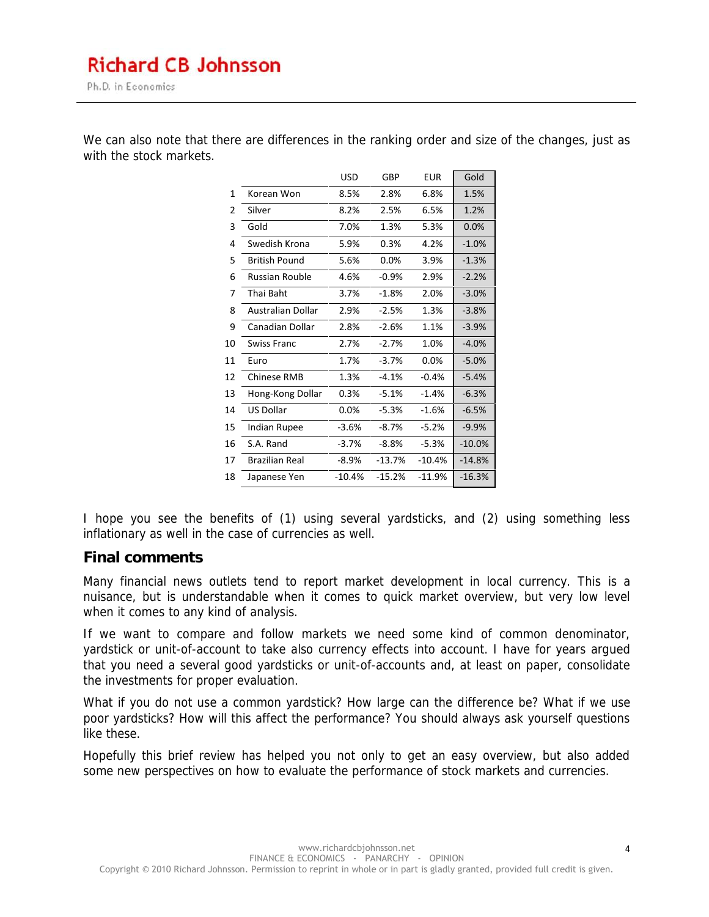We can also note that there are differences in the ranking order and size of the changes, just as with the stock markets.

| | | USD | GBP | EUR | Gold |
|---|---|---|---|---|---|
| 1 | Korean Won | 8.5% | 2.8% | 6.8% | 1.5% |
| 2 | Silver | 8.2% | 2.5% | 6.5% | 1.2% |
| 3 | Gold | 7.0% | 1.3% | 5.3% | 0.0% |
| 4 | Swedish Krona | 5.9% | 0.3% | 4.2% | -1.0% |
| 5 | British Pound | 5.6% | 0.0% | 3.9% | -1.3% |
| 6 | Russian Rouble | 4.6% | -0.9% | 2.9% | -2.2% |
| 7 | Thai Baht | 3.7% | -1.8% | 2.0% | -3.0% |
| 8 | Australian Dollar | 2.9% | -2.5% | 1.3% | -3.8% |
| 9 | Canadian Dollar | 2.8% | -2.6% | 1.1% | -3.9% |
| 10 | Swiss Franc | 2.7% | -2.7% | 1.0% | -4.0% |
| 11 | Euro | 1.7% | -3.7% | 0.0% | -5.0% |
| 12 | Chinese RMB | 1.3% | -4.1% | -0.4% | -5.4% |
| 13 | Hong-Kong Dollar | 0.3% | -5.1% | -1.4% | -6.3% |
| 14 | US Dollar | 0.0% | -5.3% | -1.6% | -6.5% |
| 15 | Indian Rupee | -3.6% | -8.7% | -5.2% | -9.9% |
| 16 | S.A. Rand | -3.7% | -8.8% | -5.3% | -10.0% |
| 17 | Brazilian Real | -8.9% | -13.7% | -10.4% | -14.8% |
| 18 | Japanese Yen | -10.4% | -15.2% | -11.9% | -16.3% |

I hope you see the benefits of (1) using several yardsticks, and (2) using something less inflationary as well in the case of currencies as well.

## Final comments

Many financial news outlets tend to report market development in local currency. This is a nuisance, but is understandable when it comes to quick market overview, but very low level when it comes to any kind of analysis.

If we want to compare and follow markets we need some kind of common denominator, yardstick or unit-of-account to take also currency effects into account. I have for years argued that you need a several good yardsticks or unit-of-accounts and, at least on paper, consolidate the investments for proper evaluation.

What if you do not use a common yardstick? How large can the difference be? What if we use poor yardsticks? How will this affect the performance? You should always ask yourself questions like these.

Hopefully this brief review has helped you not only to get an easy overview, but also added some new perspectives on how to evaluate the performance of stock markets and currencies.